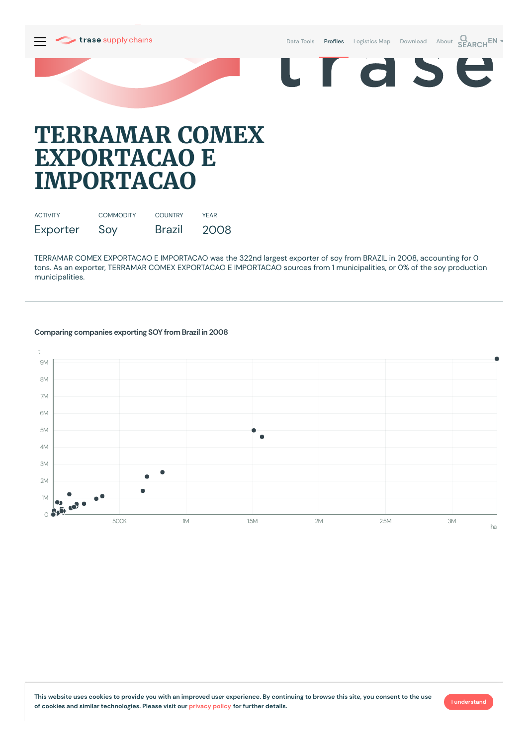# TERRAMAR COMEX EXPORTACAO E IMPORTACAO

| ACTIVITY | COMMODITY | COUNTRY | YEAR |
|---|---|---|---|
| Exporter | Soy | Brazil | 2008 |

TERRAMAR COMEX EXPORTACAO E IMPORTACAO was the 322nd largest exporter of soy from BRAZIL in 2008, accounting for 0 tons. As an exporter, TERRAMAR COMEX EXPORTACAO E IMPORTACAO sources from 1 municipalities, or 0% of the soy production municipalities.

## Comparing companies exporting SOY from Brazil in 2008

This website uses cookies to provide you with an improved user experience. By continuing to browse this site, you consent to the use of cookies and similar technologies. Please visit our privacy policy for further details.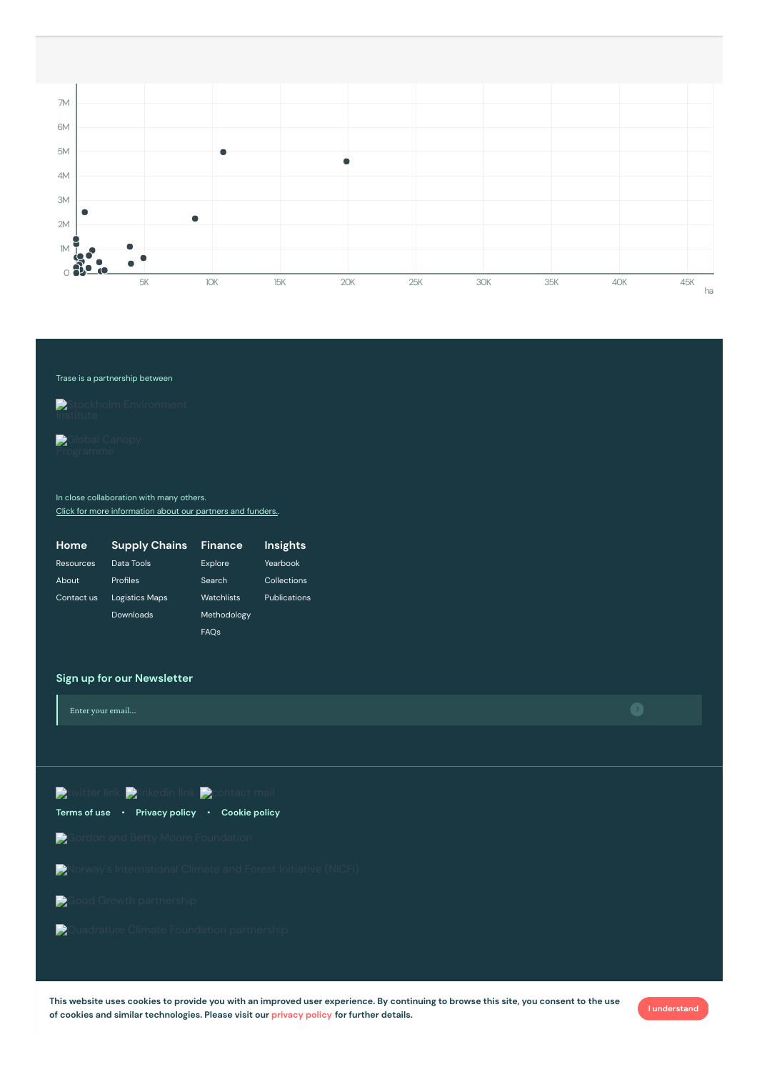7M
6M
5M
4M
3M
2M
1M
0

5K 10K 15K 20K 25K 30K 35K 40K 45K
ha

Trase is a partnership between

Stockholm Environment Institute

Global Canopy Programme

In close collaboration with many others.
Click for more information about our partners and funders.

**Home**
- Resources
- About
- Contact us

**Supply Chains**
- Data Tools
- Profiles
- Logistics Maps
- Downloads

**Finance**
- Explore
- Search
- Watchlists
- Methodology
- FAQs

**Insights**
- Yearbook
- Collections
- Publications

## Sign up for our Newsletter

Enter your email...

twitter link linkedin link contact mail

**Terms of use** • **Privacy policy** • **Cookie policy**

Gordon and Betty Moore Foundation

Norway's International Climate and Forest Initiative (NICFI)

Good Growth partnership

Quadrature Climate Foundation partnership

**This website uses cookies to provide you with an improved user experience. By continuing to browse this site, you consent to the use of cookies and similar technologies. Please visit our privacy policy for further details.**

I understand